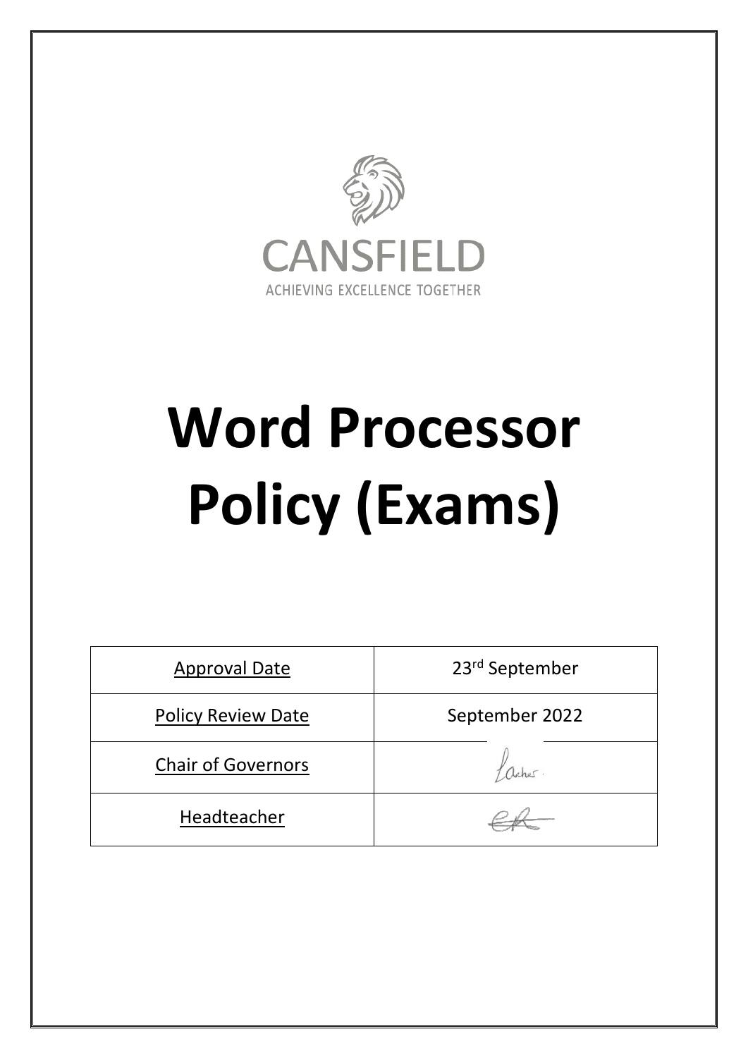CANSFIELD

ACHIEVING EXCELLENCE TOGETHER

# Word Processor Policy (Exams)

| Approval Date | 23rd September |
| --- | --- |
| Policy Review Date | September 2022 |
| Chair of Governors | |
| Headteacher | |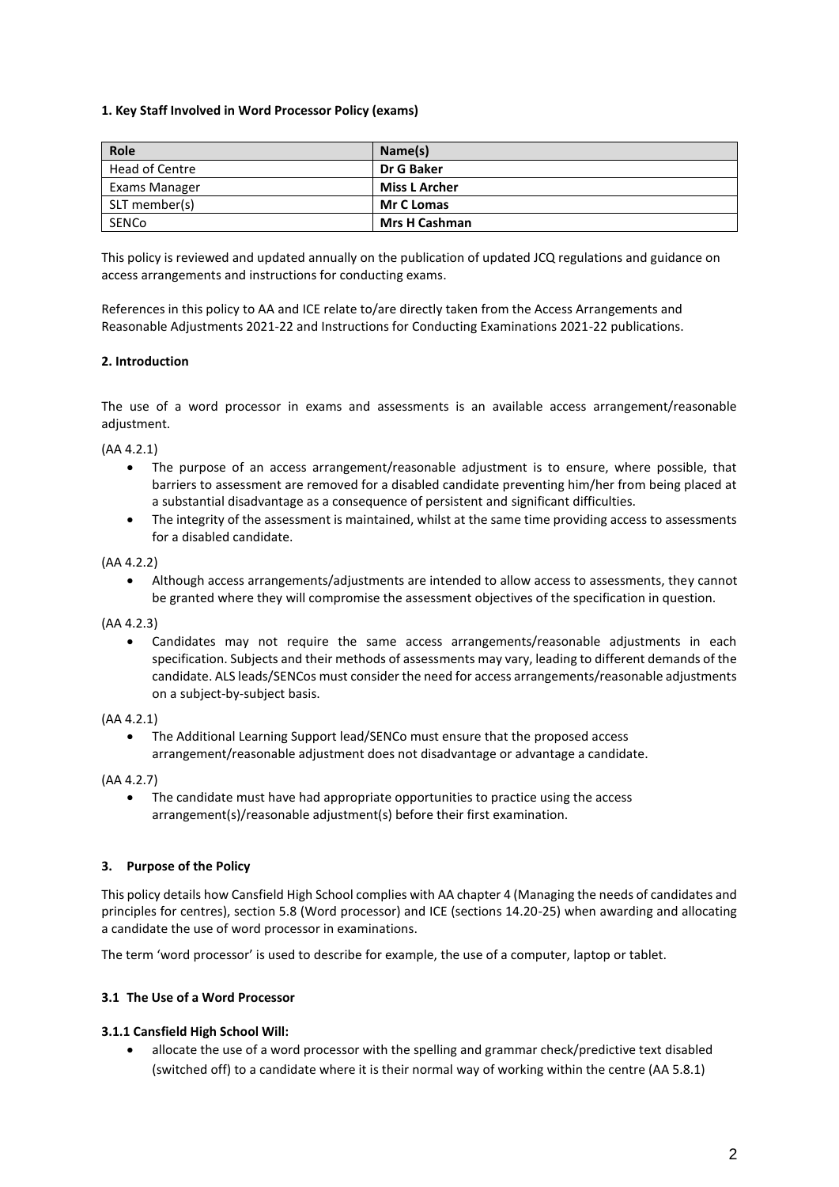### 1. Key Staff Involved in Word Processor Policy (exams)

| Role | Name(s) |
|---|---|
| Head of Centre | **Dr G Baker** |
| Exams Manager | **Miss L Archer** |
| SLT member(s) | **Mr C Lomas** |
| SENCo | **Mrs H Cashman** |

This policy is reviewed and updated annually on the publication of updated JCQ regulations and guidance on access arrangements and instructions for conducting exams.

References in this policy to AA and ICE relate to/are directly taken from the Access Arrangements and Reasonable Adjustments 2021-22 and Instructions for Conducting Examinations 2021-22 publications.

### 2. Introduction

The use of a word processor in exams and assessments is an available access arrangement/reasonable adjustment.

(AA 4.2.1)

- The purpose of an access arrangement/reasonable adjustment is to ensure, where possible, that barriers to assessment are removed for a disabled candidate preventing him/her from being placed at a substantial disadvantage as a consequence of persistent and significant difficulties.
- The integrity of the assessment is maintained, whilst at the same time providing access to assessments for a disabled candidate.

(AA 4.2.2)

- Although access arrangements/adjustments are intended to allow access to assessments, they cannot be granted where they will compromise the assessment objectives of the specification in question.

(AA 4.2.3)

- Candidates may not require the same access arrangements/reasonable adjustments in each specification. Subjects and their methods of assessments may vary, leading to different demands of the candidate. ALS leads/SENCos must consider the need for access arrangements/reasonable adjustments on a subject-by-subject basis.

(AA 4.2.1)

- The Additional Learning Support lead/SENCo must ensure that the proposed access arrangement/reasonable adjustment does not disadvantage or advantage a candidate.

(AA 4.2.7)

- The candidate must have had appropriate opportunities to practice using the access arrangement(s)/reasonable adjustment(s) before their first examination.

### 3. Purpose of the Policy

This policy details how Cansfield High School complies with AA chapter 4 (Managing the needs of candidates and principles for centres), section 5.8 (Word processor) and ICE (sections 14.20-25) when awarding and allocating a candidate the use of word processor in examinations.

The term 'word processor' is used to describe for example, the use of a computer, laptop or tablet.

#### 3.1 The Use of a Word Processor

#### 3.1.1 Cansfield High School Will:

- allocate the use of a word processor with the spelling and grammar check/predictive text disabled (switched off) to a candidate where it is their normal way of working within the centre (AA 5.8.1)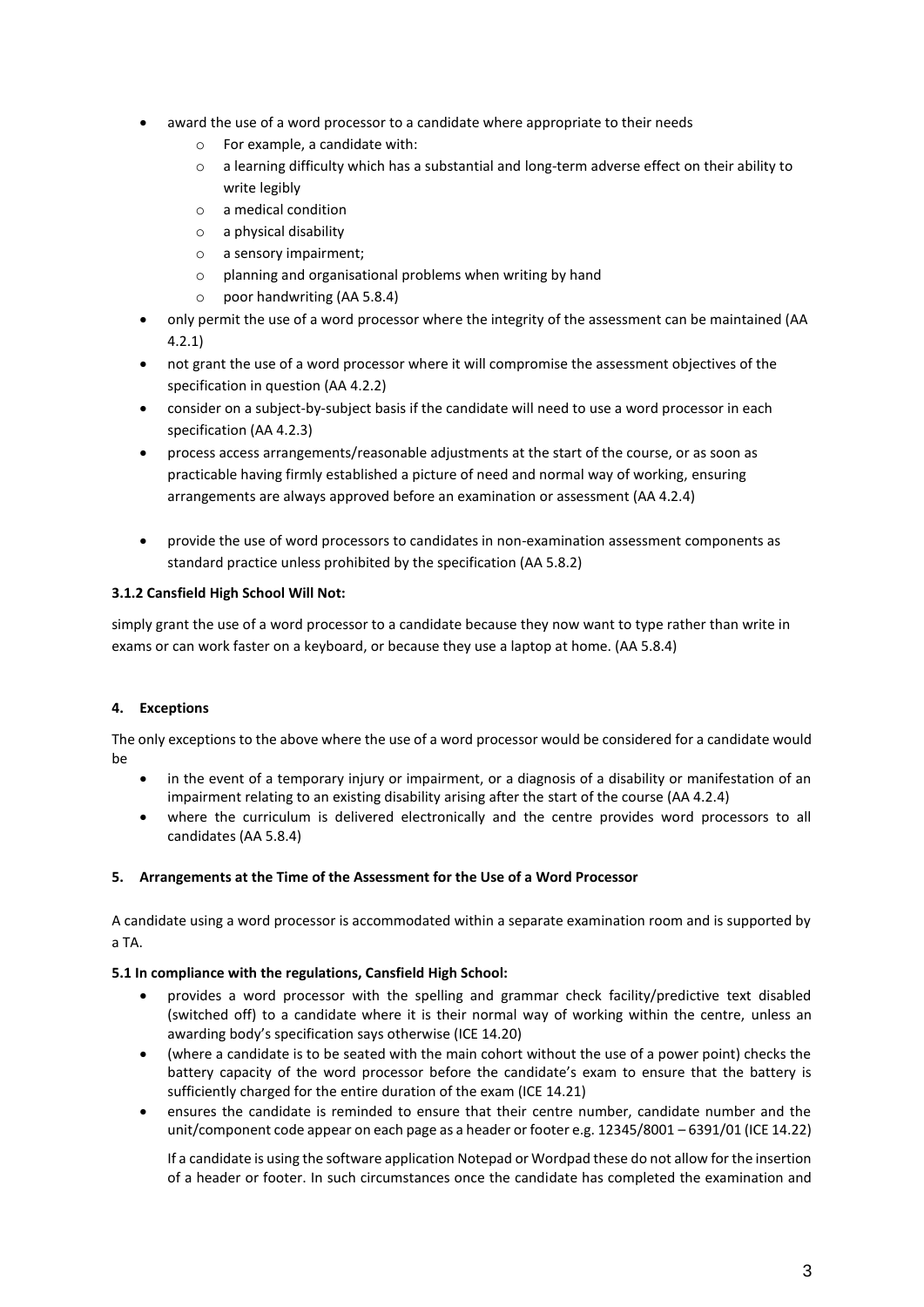- award the use of a word processor to a candidate where appropriate to their needs
  - For example, a candidate with:
  - a learning difficulty which has a substantial and long-term adverse effect on their ability to write legibly
  - a medical condition
  - a physical disability
  - a sensory impairment;
  - planning and organisational problems when writing by hand
  - poor handwriting (AA 5.8.4)
- only permit the use of a word processor where the integrity of the assessment can be maintained (AA 4.2.1)
- not grant the use of a word processor where it will compromise the assessment objectives of the specification in question (AA 4.2.2)
- consider on a subject-by-subject basis if the candidate will need to use a word processor in each specification (AA 4.2.3)
- process access arrangements/reasonable adjustments at the start of the course, or as soon as practicable having firmly established a picture of need and normal way of working, ensuring arrangements are always approved before an examination or assessment (AA 4.2.4)
- provide the use of word processors to candidates in non-examination assessment components as standard practice unless prohibited by the specification (AA 5.8.2)

#### 3.1.2 Cansfield High School Will Not:

simply grant the use of a word processor to a candidate because they now want to type rather than write in exams or can work faster on a keyboard, or because they use a laptop at home. (AA 5.8.4)

## 4. Exceptions

The only exceptions to the above where the use of a word processor would be considered for a candidate would be

- in the event of a temporary injury or impairment, or a diagnosis of a disability or manifestation of an impairment relating to an existing disability arising after the start of the course (AA 4.2.4)
- where the curriculum is delivered electronically and the centre provides word processors to all candidates (AA 5.8.4)

## 5. Arrangements at the Time of the Assessment for the Use of a Word Processor

A candidate using a word processor is accommodated within a separate examination room and is supported by a TA.

### 5.1 In compliance with the regulations, Cansfield High School:

- provides a word processor with the spelling and grammar check facility/predictive text disabled (switched off) to a candidate where it is their normal way of working within the centre, unless an awarding body's specification says otherwise (ICE 14.20)
- (where a candidate is to be seated with the main cohort without the use of a power point) checks the battery capacity of the word processor before the candidate's exam to ensure that the battery is sufficiently charged for the entire duration of the exam (ICE 14.21)
- ensures the candidate is reminded to ensure that their centre number, candidate number and the unit/component code appear on each page as a header or footer e.g. 12345/8001 – 6391/01 (ICE 14.22)

  If a candidate is using the software application Notepad or Wordpad these do not allow for the insertion of a header or footer. In such circumstances once the candidate has completed the examination and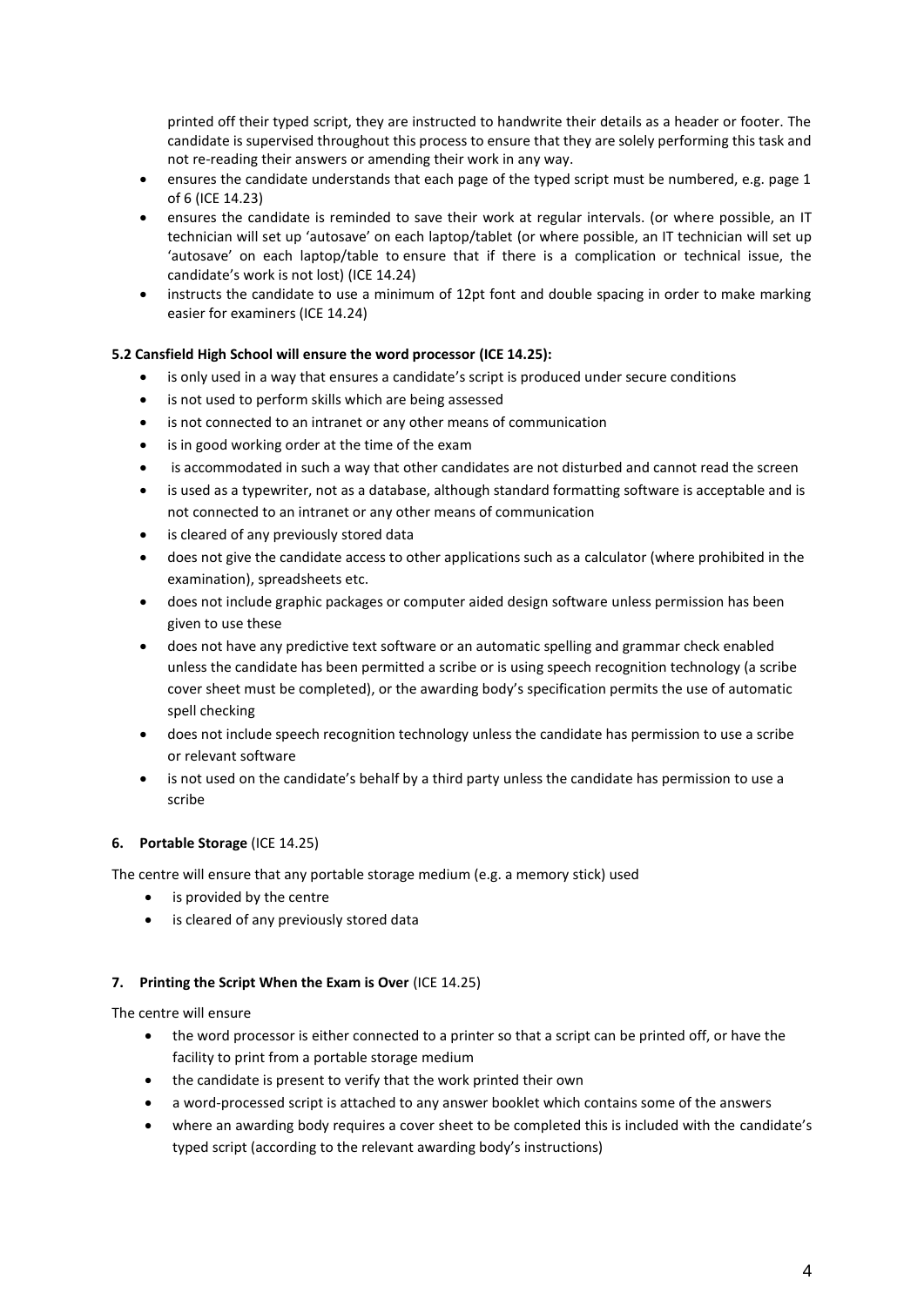printed off their typed script, they are instructed to handwrite their details as a header or footer. The candidate is supervised throughout this process to ensure that they are solely performing this task and not re-reading their answers or amending their work in any way.

- ensures the candidate understands that each page of the typed script must be numbered, e.g. page 1 of 6 (ICE 14.23)
- ensures the candidate is reminded to save their work at regular intervals. (or where possible, an IT technician will set up 'autosave' on each laptop/tablet (or where possible, an IT technician will set up 'autosave' on each laptop/table to ensure that if there is a complication or technical issue, the candidate's work is not lost) (ICE 14.24)
- instructs the candidate to use a minimum of 12pt font and double spacing in order to make marking easier for examiners (ICE 14.24)

**5.2 Cansfield High School will ensure the word processor (ICE 14.25):**

- is only used in a way that ensures a candidate's script is produced under secure conditions
- is not used to perform skills which are being assessed
- is not connected to an intranet or any other means of communication
- is in good working order at the time of the exam
- is accommodated in such a way that other candidates are not disturbed and cannot read the screen
- is used as a typewriter, not as a database, although standard formatting software is acceptable and is not connected to an intranet or any other means of communication
- is cleared of any previously stored data
- does not give the candidate access to other applications such as a calculator (where prohibited in the examination), spreadsheets etc.
- does not include graphic packages or computer aided design software unless permission has been given to use these
- does not have any predictive text software or an automatic spelling and grammar check enabled unless the candidate has been permitted a scribe or is using speech recognition technology (a scribe cover sheet must be completed), or the awarding body's specification permits the use of automatic spell checking
- does not include speech recognition technology unless the candidate has permission to use a scribe or relevant software
- is not used on the candidate's behalf by a third party unless the candidate has permission to use a scribe

**6. Portable Storage** (ICE 14.25)

The centre will ensure that any portable storage medium (e.g. a memory stick) used

- is provided by the centre
- is cleared of any previously stored data

**7. Printing the Script When the Exam is Over** (ICE 14.25)

The centre will ensure

- the word processor is either connected to a printer so that a script can be printed off, or have the facility to print from a portable storage medium
- the candidate is present to verify that the work printed their own
- a word-processed script is attached to any answer booklet which contains some of the answers
- where an awarding body requires a cover sheet to be completed this is included with the candidate's typed script (according to the relevant awarding body's instructions)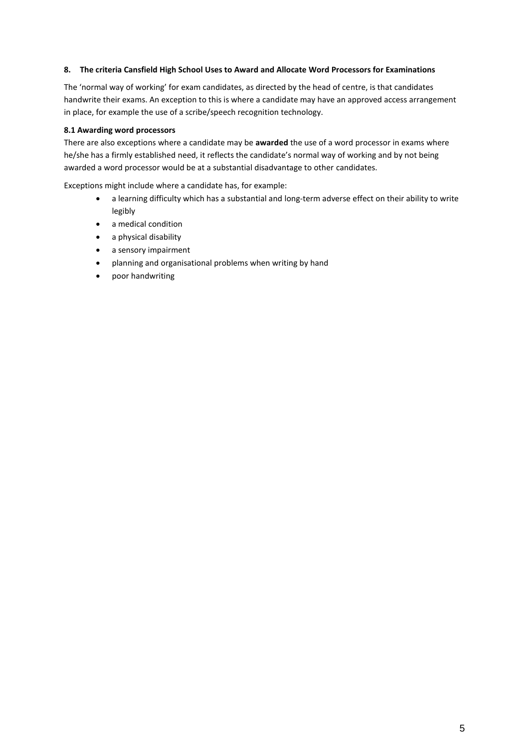## 8. The criteria Cansfield High School Uses to Award and Allocate Word Processors for Examinations

The 'normal way of working' for exam candidates, as directed by the head of centre, is that candidates handwrite their exams. An exception to this is where a candidate may have an approved access arrangement in place, for example the use of a scribe/speech recognition technology.

### 8.1 Awarding word processors

There are also exceptions where a candidate may be **awarded** the use of a word processor in exams where he/she has a firmly established need, it reflects the candidate's normal way of working and by not being awarded a word processor would be at a substantial disadvantage to other candidates.

Exceptions might include where a candidate has, for example:

- a learning difficulty which has a substantial and long-term adverse effect on their ability to write legibly
- a medical condition
- a physical disability
- a sensory impairment
- planning and organisational problems when writing by hand
- poor handwriting